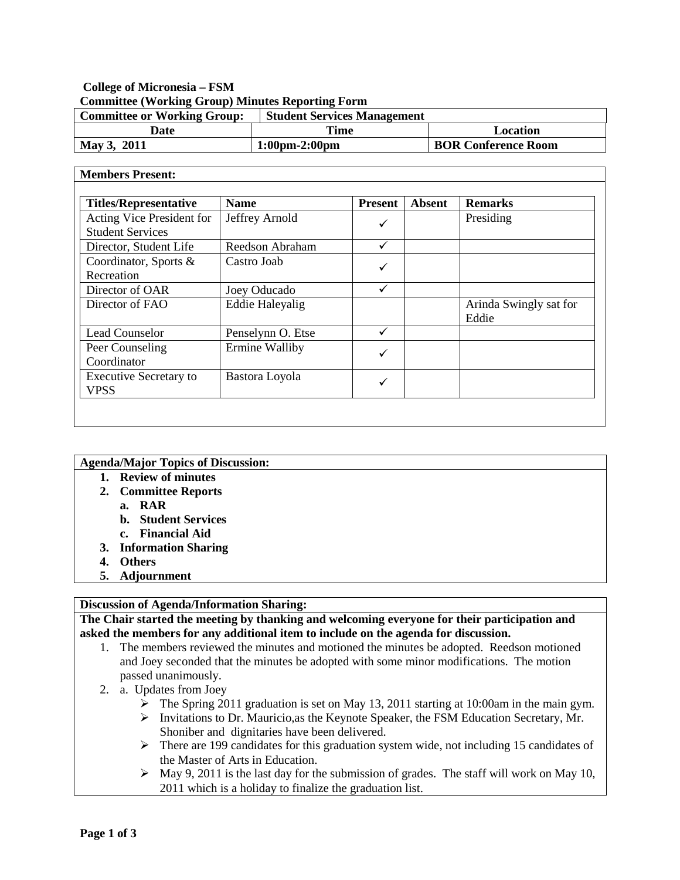**College of Micronesia – FSM**
**Committee (Working Group) Minutes Reporting Form**

| **Committee or Working Group:** | **Student Services Management** | |
|---|---|---|
| **Date** | **Time** | **Location** |
| **May 3, 2011** | **1:00pm-2:00pm** | **BOR Conference Room** |

**Members Present:**

| **Titles/Representative** | **Name** | **Present** | **Absent** | **Remarks** |
|---|---|---|---|---|
| Acting Vice President for Student Services | Jeffrey Arnold | ✓ | | Presiding |
| Director, Student Life | Reedson Abraham | ✓ | | |
| Coordinator, Sports & Recreation | Castro Joab | ✓ | | |
| Director of OAR | Joey Oducado | ✓ | | |
| Director of FAO | Eddie Haleyalig | | | Arinda Swingly sat for Eddie |
| Lead Counselor | Penselynn O. Etse | ✓ | | |
| Peer Counseling Coordinator | Ermine Walliby | ✓ | | |
| Executive Secretary to VPSS | Bastora Loyola | ✓ | | |

**Agenda/Major Topics of Discussion:**

1. **Review of minutes**
2. **Committee Reports**
   a. **RAR**
   b. **Student Services**
   c. **Financial Aid**
3. **Information Sharing**
4. **Others**
5. **Adjournment**

**Discussion of Agenda/Information Sharing:**

**The Chair started the meeting by thanking and welcoming everyone for their participation and asked the members for any additional item to include on the agenda for discussion.**

1. The members reviewed the minutes and motioned the minutes be adopted. Reedson motioned and Joey seconded that the minutes be adopted with some minor modifications. The motion passed unanimously.
2. a. Updates from Joey
   - The Spring 2011 graduation is set on May 13, 2011 starting at 10:00am in the main gym.
   - Invitations to Dr. Mauricio,as the Keynote Speaker, the FSM Education Secretary, Mr. Shoniber and dignitaries have been delivered.
   - There are 199 candidates for this graduation system wide, not including 15 candidates of the Master of Arts in Education.
   - May 9, 2011 is the last day for the submission of grades. The staff will work on May 10, 2011 which is a holiday to finalize the graduation list.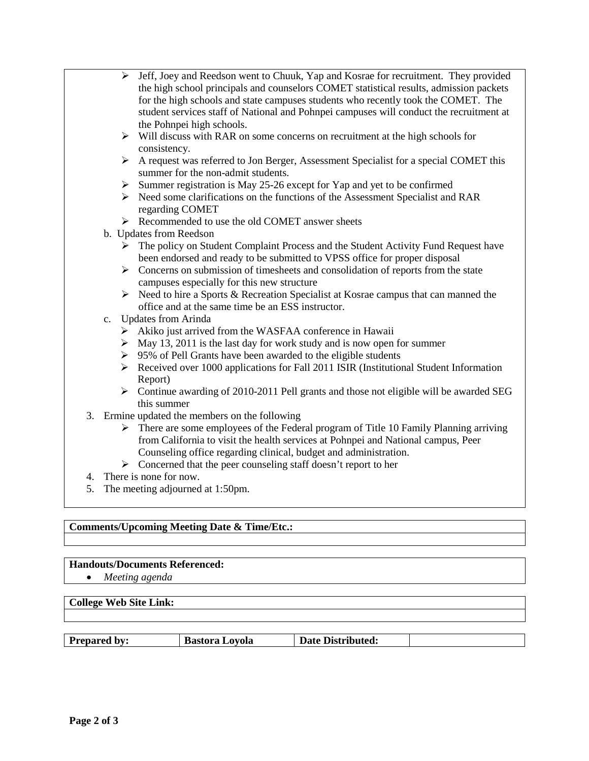- Jeff, Joey and Reedson went to Chuuk, Yap and Kosrae for recruitment. They provided the high school principals and counselors COMET statistical results, admission packets for the high schools and state campuses students who recently took the COMET. The student services staff of National and Pohnpei campuses will conduct the recruitment at the Pohnpei high schools.
- Will discuss with RAR on some concerns on recruitment at the high schools for consistency.
- A request was referred to Jon Berger, Assessment Specialist for a special COMET this summer for the non-admit students.
- Summer registration is May 25-26 except for Yap and yet to be confirmed
- Need some clarifications on the functions of the Assessment Specialist and RAR regarding COMET
- Recommended to use the old COMET answer sheets

b. Updates from Reedson

- The policy on Student Complaint Process and the Student Activity Fund Request have been endorsed and ready to be submitted to VPSS office for proper disposal
- Concerns on submission of timesheets and consolidation of reports from the state campuses especially for this new structure
- Need to hire a Sports & Recreation Specialist at Kosrae campus that can manned the office and at the same time be an ESS instructor.

c. Updates from Arinda

- Akiko just arrived from the WASFAA conference in Hawaii
- May 13, 2011 is the last day for work study and is now open for summer
- 95% of Pell Grants have been awarded to the eligible students
- Received over 1000 applications for Fall 2011 ISIR (Institutional Student Information Report)
- Continue awarding of 2010-2011 Pell grants and those not eligible will be awarded SEG this summer

3. Ermine updated the members on the following
   - There are some employees of the Federal program of Title 10 Family Planning arriving from California to visit the health services at Pohnpei and National campus, Peer Counseling office regarding clinical, budget and administration.
   - Concerned that the peer counseling staff doesn't report to her
4. There is none for now.
5. The meeting adjourned at 1:50pm.

**Comments/Upcoming Meeting Date & Time/Etc.:**

**Handouts/Documents Referenced:**

- *Meeting agenda*

**College Web Site Link:**

| **Prepared by:** | **Bastora Loyola** | **Date Distributed:** | |
|---|---|---|---|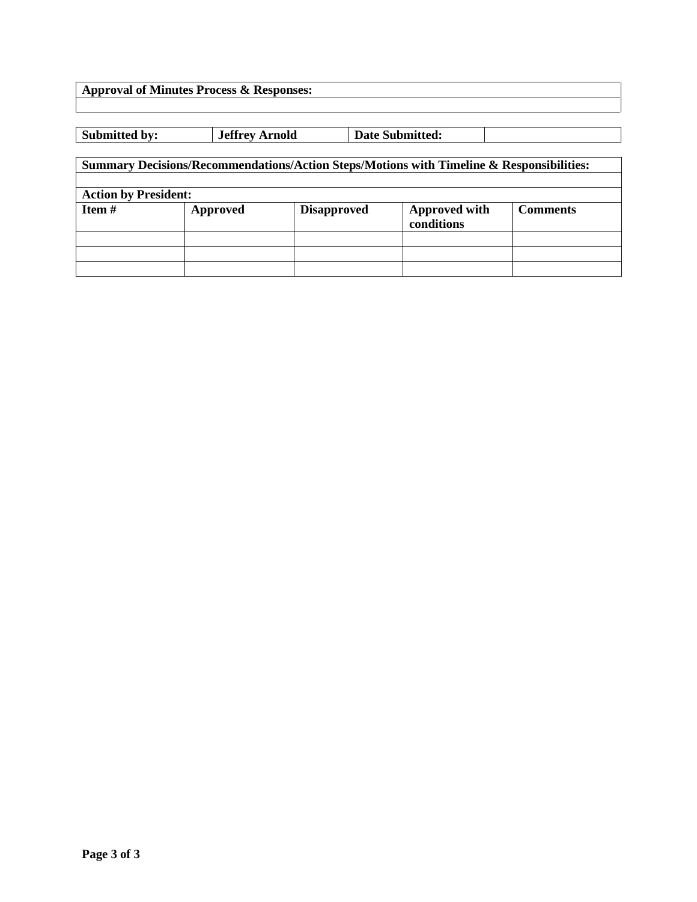| **Approval of Minutes Process & Responses:** |
| --- |
| |

| **Submitted by:** | **Jeffrey Arnold** | **Date Submitted:** | |
| --- | --- | --- | --- |

| **Summary Decisions/Recommendations/Action Steps/Motions with Timeline & Responsibilities:** | | | | |
| --- | --- | --- | --- | --- |
| | | | | |
| **Action by President:** | | | | |
| **Item #** | **Approved** | **Disapproved** | **Approved with conditions** | **Comments** |
| | | | | |
| | | | | |
| | | | | |